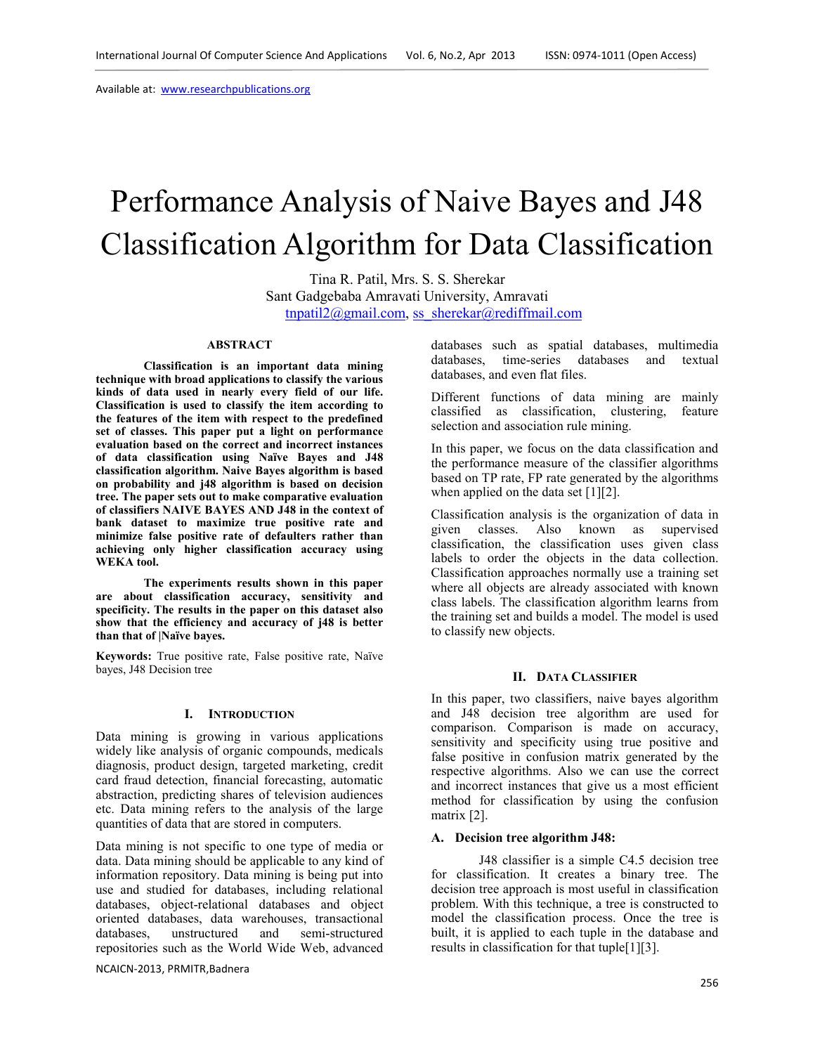Available at: www.researchpublications.org

# Performance Analysis of Naive Bayes and J48 Classification Algorithm for Data Classification

Tina R. Patil, Mrs. S. S. Sherekar
Sant Gadgebaba Amravati University, Amravati
tnpatil2@gmail.com, ss_sherekar@rediffmail.com

## ABSTRACT

**Classification is an important data mining technique with broad applications to classify the various kinds of data used in nearly every field of our life. Classification is used to classify the item according to the features of the item with respect to the predefined set of classes. This paper put a light on performance evaluation based on the correct and incorrect instances of data classification using Naïve Bayes and J48 classification algorithm. Naive Bayes algorithm is based on probability and j48 algorithm is based on decision tree. The paper sets out to make comparative evaluation of classifiers NAIVE BAYES AND J48 in the context of bank dataset to maximize true positive rate and minimize false positive rate of defaulters rather than achieving only higher classification accuracy using WEKA tool.**

**The experiments results shown in this paper are about classification accuracy, sensitivity and specificity. The results in the paper on this dataset also show that the efficiency and accuracy of j48 is better than that of |Naïve bayes.**

**Keywords:** True positive rate, False positive rate, Naïve bayes, J48 Decision tree

## I. INTRODUCTION

Data mining is growing in various applications widely like analysis of organic compounds, medicals diagnosis, product design, targeted marketing, credit card fraud detection, financial forecasting, automatic abstraction, predicting shares of television audiences etc. Data mining refers to the analysis of the large quantities of data that are stored in computers.

Data mining is not specific to one type of media or data. Data mining should be applicable to any kind of information repository. Data mining is being put into use and studied for databases, including relational databases, object-relational databases and object oriented databases, data warehouses, transactional databases, unstructured and semi-structured repositories such as the World Wide Web, advanced databases such as spatial databases, multimedia databases, time-series databases and textual databases, and even flat files.

Different functions of data mining are mainly classified as classification, clustering, feature selection and association rule mining.

In this paper, we focus on the data classification and the performance measure of the classifier algorithms based on TP rate, FP rate generated by the algorithms when applied on the data set [1][2].

Classification analysis is the organization of data in given classes. Also known as supervised classification, the classification uses given class labels to order the objects in the data collection. Classification approaches normally use a training set where all objects are already associated with known class labels. The classification algorithm learns from the training set and builds a model. The model is used to classify new objects.

## II. DATA CLASSIFIER

In this paper, two classifiers, naive bayes algorithm and J48 decision tree algorithm are used for comparison. Comparison is made on accuracy, sensitivity and specificity using true positive and false positive in confusion matrix generated by the respective algorithms. Also we can use the correct and incorrect instances that give us a most efficient method for classification by using the confusion matrix [2].

### A. Decision tree algorithm J48:

J48 classifier is a simple C4.5 decision tree for classification. It creates a binary tree. The decision tree approach is most useful in classification problem. With this technique, a tree is constructed to model the classification process. Once the tree is built, it is applied to each tuple in the database and results in classification for that tuple[1][3].

NCAICN-2013, PRMITR,Badnera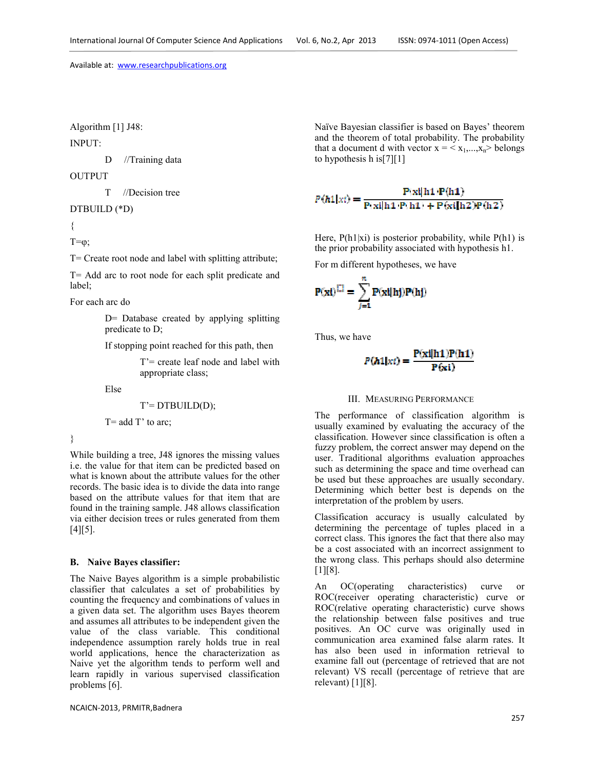Algorithm [1] J48:

INPUT:

D //Training data

OUTPUT

T //Decision tree

```
DTBUILD (*D)
{
T=φ;
T= Create root node and label with splitting attribute;
T= Add arc to root node for each split predicate and label;
For each arc do
    D= Database created by applying splitting predicate to D;
    If stopping point reached for this path, then
        T'= create leaf node and label with appropriate class;
    Else
        T'= DTBUILD(D);
    T= add T' to arc;
}
```

While building a tree, J48 ignores the missing values i.e. the value for that item can be predicted based on what is known about the attribute values for the other records. The basic idea is to divide the data into range based on the attribute values for that item that are found in the training sample. J48 allows classification via either decision trees or rules generated from them [4][5].

### B. Naive Bayes classifier:

The Naive Bayes algorithm is a simple probabilistic classifier that calculates a set of probabilities by counting the frequency and combinations of values in a given data set. The algorithm uses Bayes theorem and assumes all attributes to be independent given the value of the class variable. This conditional independence assumption rarely holds true in real world applications, hence the characterization as Naive yet the algorithm tends to perform well and learn rapidly in various supervised classification problems [6].

Naïve Bayesian classifier is based on Bayes' theorem and the theorem of total probability. The probability that a document d with vector $x = < x_1,...,x_n >$ belongs to hypothesis h is[7][1]

$$P(h1|xi) = \frac{P(xi|h1)P(h1)}{P(xi|h1)P(h1) + P(xi|h2)P(h2)}$$

Here, P(h1|xi) is posterior probability, while P(h1) is the prior probability associated with hypothesis h1.

For m different hypotheses, we have

$$P(xi) = \sum_{j=1}^{n} P(xi|hj)P(hj)$$

Thus, we have

$$P(h1|xi) = \frac{P(xi|h1)P(h1)}{P(xi)}$$

## III. Measuring Performance

The performance of classification algorithm is usually examined by evaluating the accuracy of the classification. However since classification is often a fuzzy problem, the correct answer may depend on the user. Traditional algorithms evaluation approaches such as determining the space and time overhead can be used but these approaches are usually secondary. Determining which better best is depends on the interpretation of the problem by users.

Classification accuracy is usually calculated by determining the percentage of tuples placed in a correct class. This ignores the fact that there also may be a cost associated with an incorrect assignment to the wrong class. This perhaps should also determine [1][8].

An OC(operating characteristics) curve or ROC(receiver operating characteristic) curve or ROC(relative operating characteristic) curve shows the relationship between false positives and true positives. An OC curve was originally used in communication area examined false alarm rates. It has also been used in information retrieval to examine fall out (percentage of retrieved that are not relevant) VS recall (percentage of retrieve that are relevant) [1][8].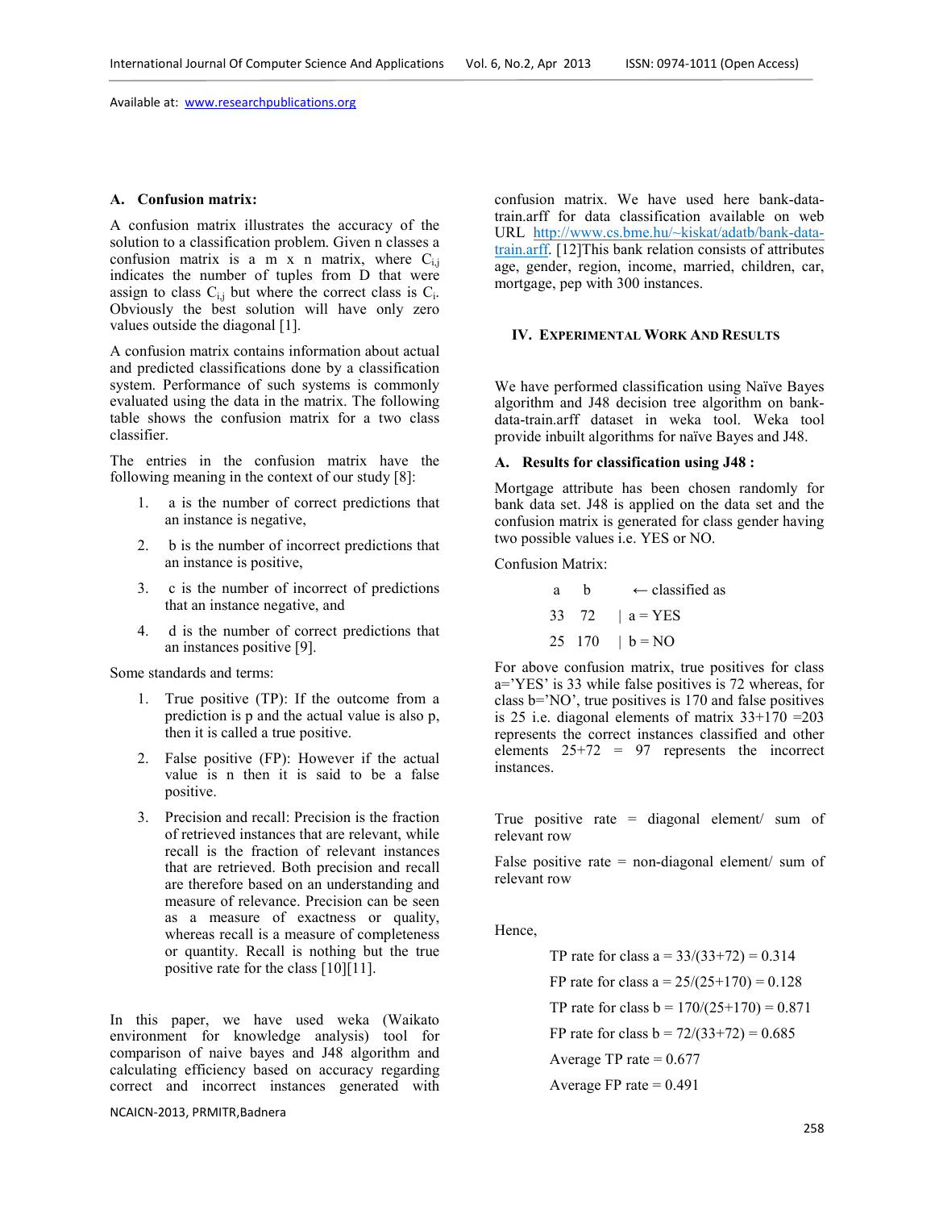### A. Confusion matrix:

A confusion matrix illustrates the accuracy of the solution to a classification problem. Given n classes a confusion matrix is a m x n matrix, where $C_{i,j}$ indicates the number of tuples from D that were assign to class $C_{i,j}$ but where the correct class is $C_i$. Obviously the best solution will have only zero values outside the diagonal [1].

A confusion matrix contains information about actual and predicted classifications done by a classification system. Performance of such systems is commonly evaluated using the data in the matrix. The following table shows the confusion matrix for a two class classifier.

The entries in the confusion matrix have the following meaning in the context of our study [8]:

1. a is the number of correct predictions that an instance is negative,
2. b is the number of incorrect predictions that an instance is positive,
3. c is the number of incorrect of predictions that an instance negative, and
4. d is the number of correct predictions that an instances positive [9].

Some standards and terms:

1. True positive (TP): If the outcome from a prediction is p and the actual value is also p, then it is called a true positive.
2. False positive (FP): However if the actual value is n then it is said to be a false positive.
3. Precision and recall: Precision is the fraction of retrieved instances that are relevant, while recall is the fraction of relevant instances that are retrieved. Both precision and recall are therefore based on an understanding and measure of relevance. Precision can be seen as a measure of exactness or quality, whereas recall is a measure of completeness or quantity. Recall is nothing but the true positive rate for the class [10][11].

In this paper, we have used weka (Waikato environment for knowledge analysis) tool for comparison of naive bayes and J48 algorithm and calculating efficiency based on accuracy regarding correct and incorrect instances generated with confusion matrix. We have used here bank-data-train.arff for data classification available on web URL http://www.cs.bme.hu/~kiskat/adatb/bank-data-train.arff. [12]This bank relation consists of attributes age, gender, region, income, married, children, car, mortgage, pep with 300 instances.

## IV. Experimental Work And Results

We have performed classification using Naïve Bayes algorithm and J48 decision tree algorithm on bank-data-train.arff dataset in weka tool. Weka tool provide inbuilt algorithms for naïve Bayes and J48.

### A. Results for classification using J48 :

Mortgage attribute has been chosen randomly for bank data set. J48 is applied on the data set and the confusion matrix is generated for class gender having two possible values i.e. YES or NO.

Confusion Matrix:

| a | b | ← classified as |
|---|---|---|
| 33 | 72 | \| a = YES |
| 25 | 170 | \| b = NO |

For above confusion matrix, true positives for class a='YES' is 33 while false positives is 72 whereas, for class b='NO', true positives is 170 and false positives is 25 i.e. diagonal elements of matrix 33+170 =203 represents the correct instances classified and other elements 25+72 = 97 represents the incorrect instances.

True positive rate = diagonal element/ sum of relevant row

False positive rate = non-diagonal element/ sum of relevant row

Hence,

TP rate for class a = 33/(33+72) = 0.314

FP rate for class a = 25/(25+170) = 0.128

TP rate for class b = 170/(25+170) = 0.871

FP rate for class b = 72/(33+72) = 0.685

Average TP rate = 0.677

Average FP rate = 0.491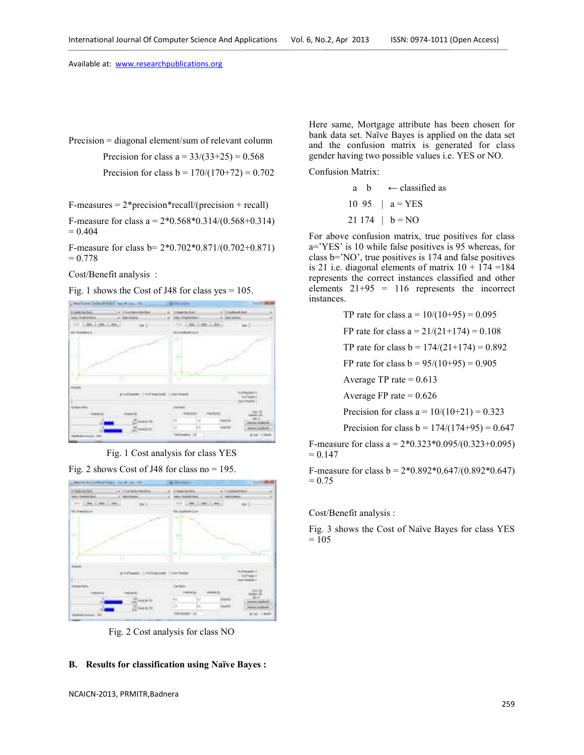Precision = diagonal element/sum of relevant column

Precision for class a = 33/(33+25) = 0.568

Precision for class b = 170/(170+72) = 0.702

F-measures = 2*precision*recall/(precision + recall)

F-measure for class a = 2*0.568*0.314/(0.568+0.314) = 0.404

F-measure for class b= 2*0.702*0.871/(0.702+0.871) = 0.778

Cost/Benefit analysis :

Fig. 1 shows the Cost of J48 for class yes = 105.

Fig. 1 Cost analysis for class YES

Fig. 2 shows Cost of J48 for class no = 195.

Fig. 2 Cost analysis for class NO

**B. Results for classification using Naïve Bayes :**

Here same, Mortgage attribute has been chosen for bank data set. Naïve Bayes is applied on the data set and the confusion matrix is generated for class gender having two possible values i.e. YES or NO.

Confusion Matrix:

```
 a    b     ← classified as
10   95  |  a = YES
21  174  |  b = NO
```

For above confusion matrix, true positives for class a='YES' is 10 while false positives is 95 whereas, for class b='NO', true positives is 174 and false positives is 21 i.e. diagonal elements of matrix 10 + 174 =184 represents the correct instances classified and other elements 21+95 = 116 represents the incorrect instances.

TP rate for class a = 10/(10+95) = 0.095

FP rate for class a = 21/(21+174) = 0.108

TP rate for class b = 174/(21+174) = 0.892

FP rate for class b = 95/(10+95) = 0.905

Average TP rate = 0.613

Average FP rate = 0.626

Precision for class a = 10/(10+21) = 0.323

Precision for class b = 174/(174+95) = 0.647

F-measure for class a = 2*0.323*0.095/(0.323+0.095) = 0.147

F-measure for class b = 2*0.892*0.647/(0.892*0.647) = 0.75

Cost/Benefit analysis :

Fig. 3 shows the Cost of Naïve Bayes for class YES = 105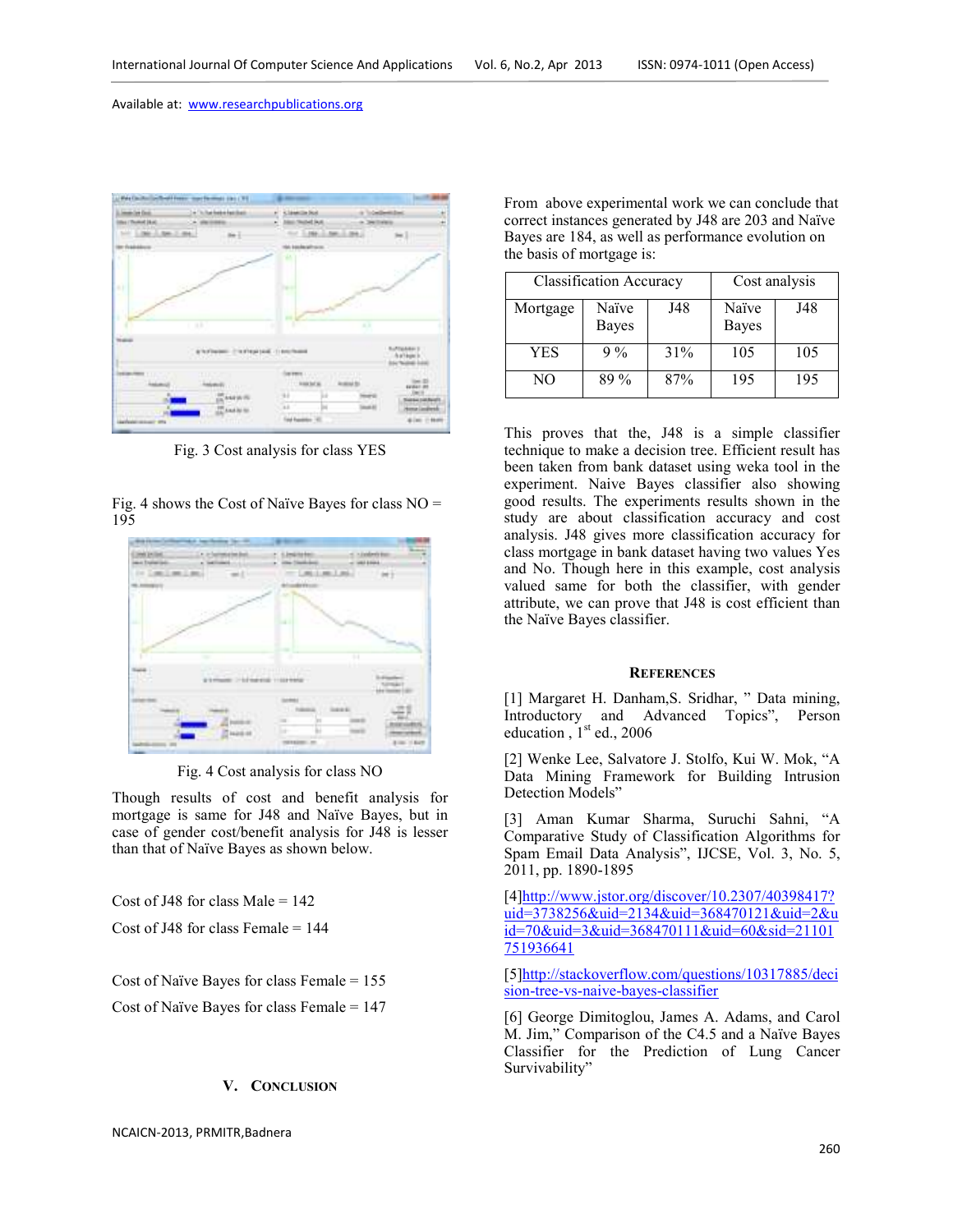Fig. 3 Cost analysis for class YES

Fig. 4 shows the Cost of Naïve Bayes for class NO = 195

Fig. 4 Cost analysis for class NO

Though results of cost and benefit analysis for mortgage is same for J48 and Naïve Bayes, but in case of gender cost/benefit analysis for J48 is lesser than that of Naïve Bayes as shown below.

Cost of J48 for class Male = 142

Cost of J48 for class Female = 144

Cost of Naïve Bayes for class Female = 155

Cost of Naïve Bayes for class Female = 147

## V. Conclusion

From above experimental work we can conclude that correct instances generated by J48 are 203 and Naïve Bayes are 184, as well as performance evolution on the basis of mortgage is:

| Classification Accuracy | | | Cost analysis | |
|---|---|---|---|---|
| Mortgage | Naïve Bayes | J48 | Naïve Bayes | J48 |
| YES | 9 % | 31% | 105 | 105 |
| NO | 89 % | 87% | 195 | 195 |

This proves that the, J48 is a simple classifier technique to make a decision tree. Efficient result has been taken from bank dataset using weka tool in the experiment. Naive Bayes classifier also showing good results. The experiments results shown in the study are about classification accuracy and cost analysis. J48 gives more classification accuracy for class mortgage in bank dataset having two values Yes and No. Though here in this example, cost analysis valued same for both the classifier, with gender attribute, we can prove that J48 is cost efficient than the Naïve Bayes classifier.

## References

[1] Margaret H. Danham,S. Sridhar, " Data mining, Introductory and Advanced Topics", Person education , 1st ed., 2006

[2] Wenke Lee, Salvatore J. Stolfo, Kui W. Mok, "A Data Mining Framework for Building Intrusion Detection Models"

[3] Aman Kumar Sharma, Suruchi Sahni, "A Comparative Study of Classification Algorithms for Spam Email Data Analysis", IJCSE, Vol. 3, No. 5, 2011, pp. 1890-1895

[4]http://www.jstor.org/discover/10.2307/40398417?uid=3738256&uid=2134&uid=368470121&uid=2&uid=70&uid=3&uid=368470111&uid=60&sid=21101751936641

[5]http://stackoverflow.com/questions/10317885/decision-tree-vs-naive-bayes-classifier

[6] George Dimitoglou, James A. Adams, and Carol M. Jim," Comparison of the C4.5 and a Naïve Bayes Classifier for the Prediction of Lung Cancer Survivability"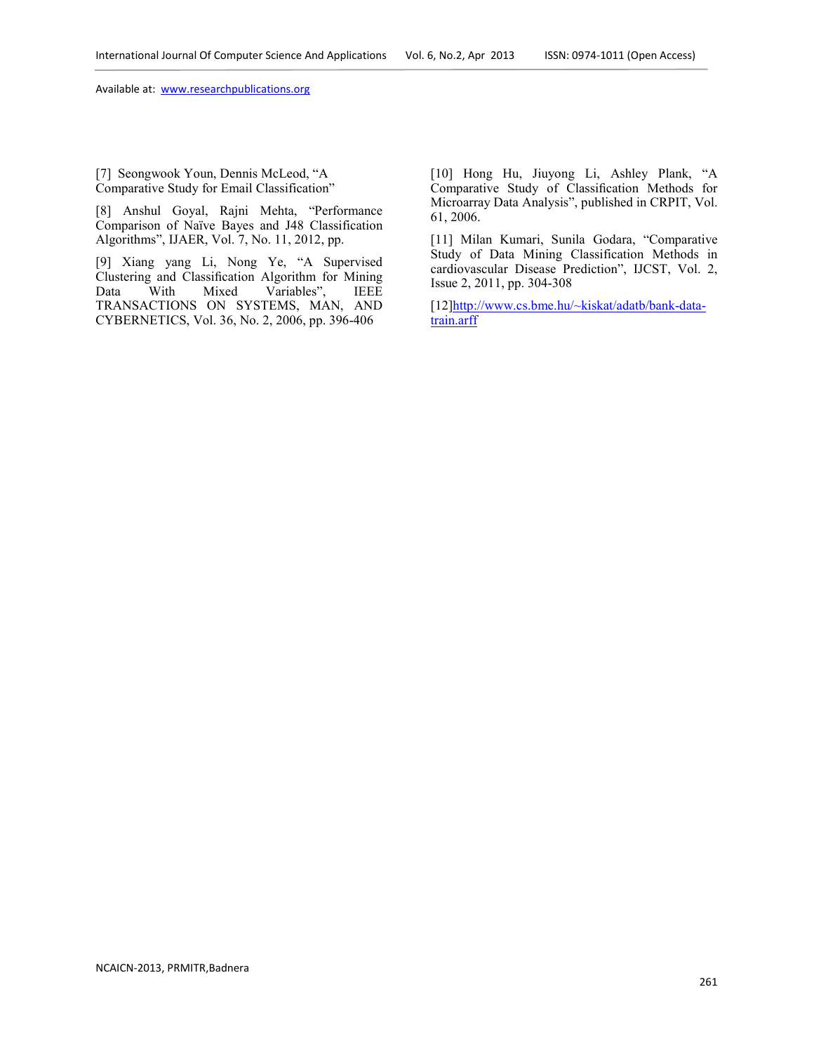[7] Seongwook Youn, Dennis McLeod, "A Comparative Study for Email Classification"

[8] Anshul Goyal, Rajni Mehta, "Performance Comparison of Naïve Bayes and J48 Classification Algorithms", IJAER, Vol. 7, No. 11, 2012, pp.

[9] Xiang yang Li, Nong Ye, "A Supervised Clustering and Classification Algorithm for Mining Data With Mixed Variables", IEEE TRANSACTIONS ON SYSTEMS, MAN, AND CYBERNETICS, Vol. 36, No. 2, 2006, pp. 396-406

[10] Hong Hu, Jiuyong Li, Ashley Plank, "A Comparative Study of Classification Methods for Microarray Data Analysis", published in CRPIT, Vol. 61, 2006.

[11] Milan Kumari, Sunila Godara, "Comparative Study of Data Mining Classification Methods in cardiovascular Disease Prediction", IJCST, Vol. 2, Issue 2, 2011, pp. 304-308

[12] http://www.cs.bme.hu/~kiskat/adatb/bank-data-train.arff